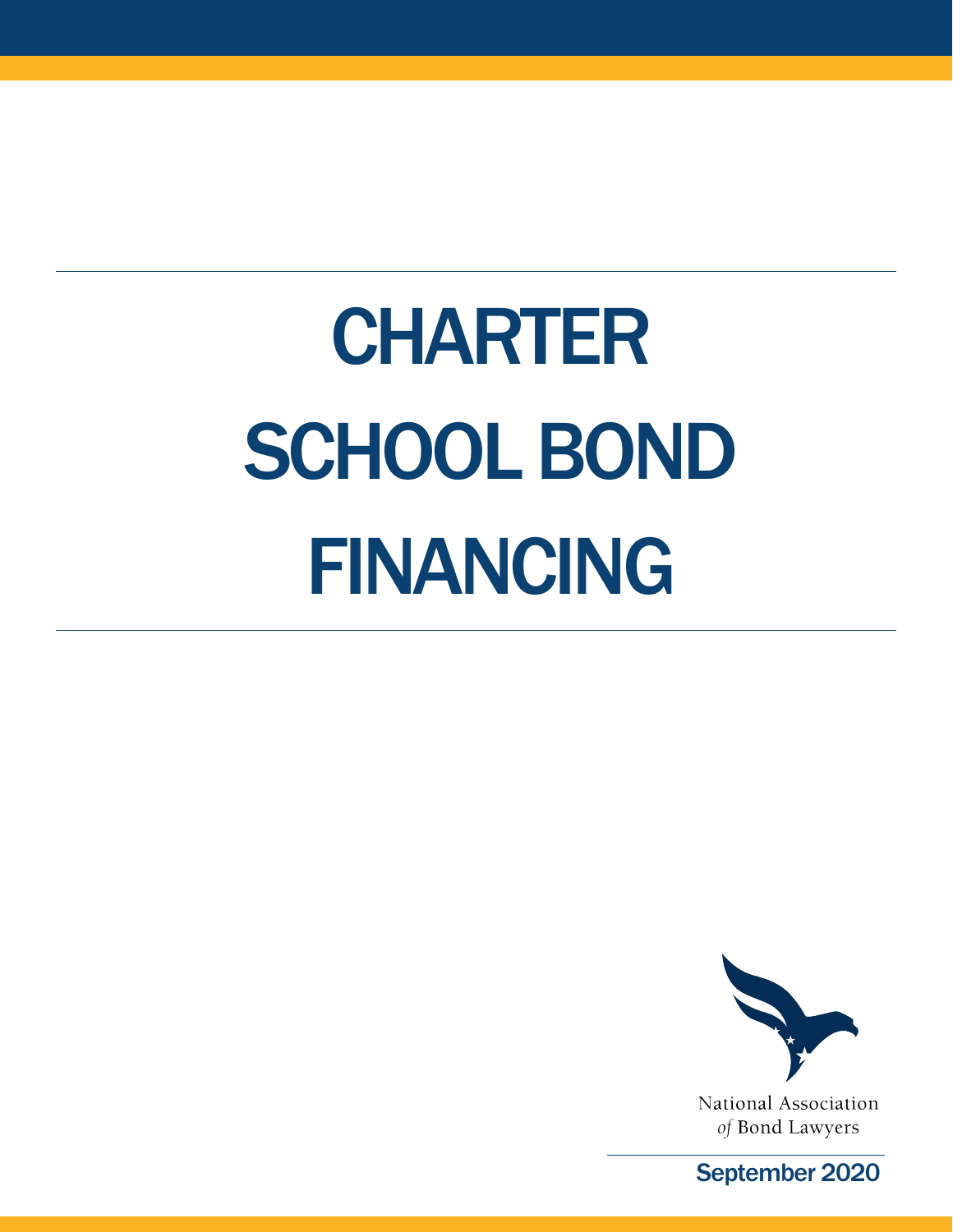# CHARTER SCHOOL BOND FINANCING

National Association of Bond Lawyers

September 2020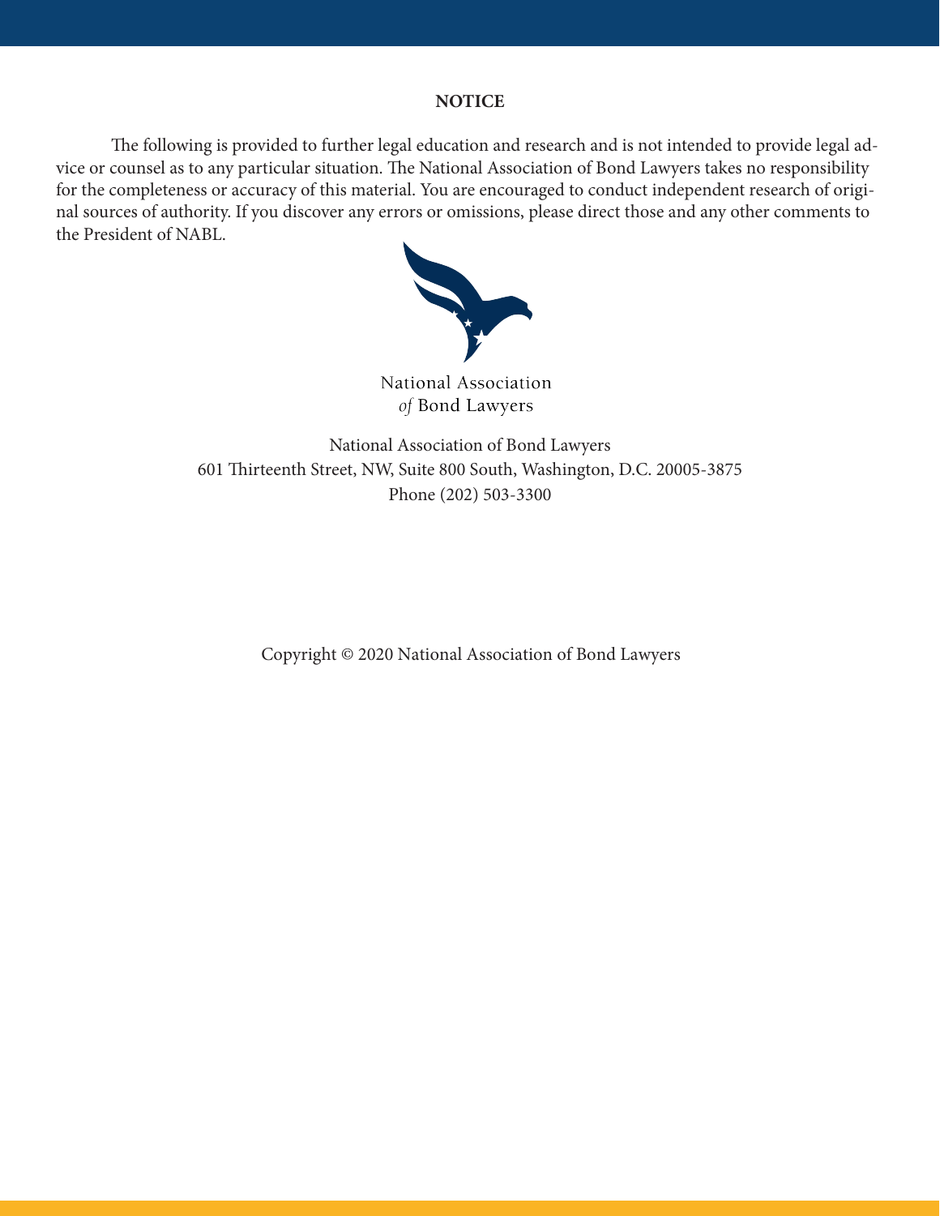**NOTICE**

The following is provided to further legal education and research and is not intended to provide legal advice or counsel as to any particular situation. The National Association of Bond Lawyers takes no responsibility for the completeness or accuracy of this material. You are encouraged to conduct independent research of original sources of authority. If you discover any errors or omissions, please direct those and any other comments to the President of NABL.

National Association
*of* Bond Lawyers

National Association of Bond Lawyers
601 Thirteenth Street, NW, Suite 800 South, Washington, D.C. 20005-3875
Phone (202) 503-3300

Copyright © 2020 National Association of Bond Lawyers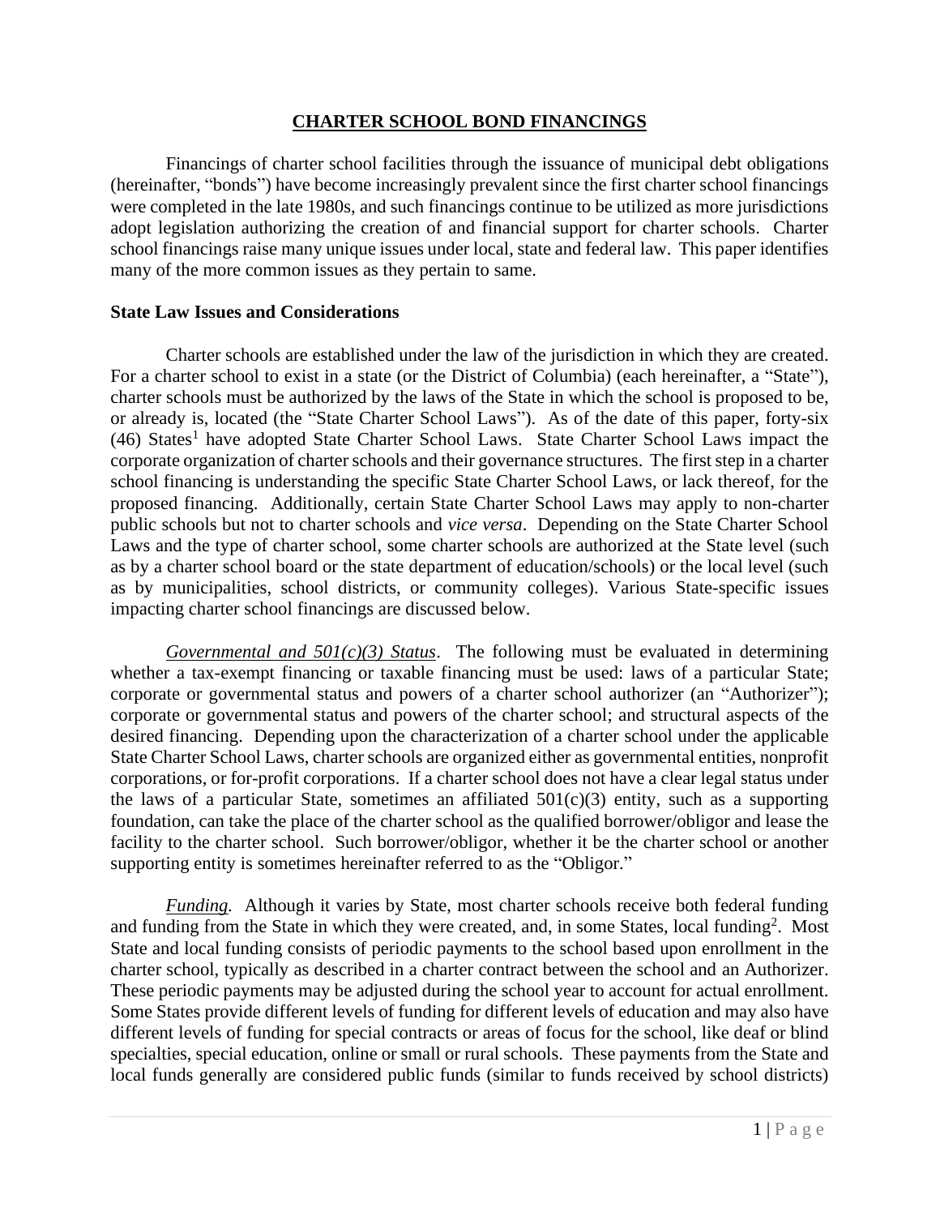# CHARTER SCHOOL BOND FINANCINGS

Financings of charter school facilities through the issuance of municipal debt obligations (hereinafter, "bonds") have become increasingly prevalent since the first charter school financings were completed in the late 1980s, and such financings continue to be utilized as more jurisdictions adopt legislation authorizing the creation of and financial support for charter schools. Charter school financings raise many unique issues under local, state and federal law. This paper identifies many of the more common issues as they pertain to same.

## State Law Issues and Considerations

Charter schools are established under the law of the jurisdiction in which they are created. For a charter school to exist in a state (or the District of Columbia) (each hereinafter, a "State"), charter schools must be authorized by the laws of the State in which the school is proposed to be, or already is, located (the "State Charter School Laws"). As of the date of this paper, forty-six (46) States[1] have adopted State Charter School Laws. State Charter School Laws impact the corporate organization of charter schools and their governance structures. The first step in a charter school financing is understanding the specific State Charter School Laws, or lack thereof, for the proposed financing. Additionally, certain State Charter School Laws may apply to non-charter public schools but not to charter schools and *vice versa*. Depending on the State Charter School Laws and the type of charter school, some charter schools are authorized at the State level (such as by a charter school board or the state department of education/schools) or the local level (such as by municipalities, school districts, or community colleges). Various State-specific issues impacting charter school financings are discussed below.

*Governmental and 501(c)(3) Status*. The following must be evaluated in determining whether a tax-exempt financing or taxable financing must be used: laws of a particular State; corporate or governmental status and powers of a charter school authorizer (an "Authorizer"); corporate or governmental status and powers of the charter school; and structural aspects of the desired financing. Depending upon the characterization of a charter school under the applicable State Charter School Laws, charter schools are organized either as governmental entities, nonprofit corporations, or for-profit corporations. If a charter school does not have a clear legal status under the laws of a particular State, sometimes an affiliated 501(c)(3) entity, such as a supporting foundation, can take the place of the charter school as the qualified borrower/obligor and lease the facility to the charter school. Such borrower/obligor, whether it be the charter school or another supporting entity is sometimes hereinafter referred to as the "Obligor."

*Funding.* Although it varies by State, most charter schools receive both federal funding and funding from the State in which they were created, and, in some States, local funding[2]. Most State and local funding consists of periodic payments to the school based upon enrollment in the charter school, typically as described in a charter contract between the school and an Authorizer. These periodic payments may be adjusted during the school year to account for actual enrollment. Some States provide different levels of funding for different levels of education and may also have different levels of funding for special contracts or areas of focus for the school, like deaf or blind specialties, special education, online or small or rural schools. These payments from the State and local funds generally are considered public funds (similar to funds received by school districts)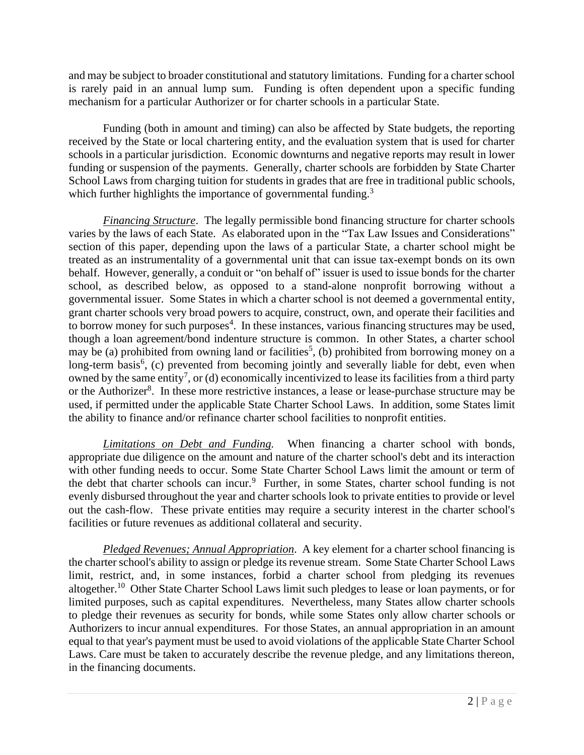and may be subject to broader constitutional and statutory limitations. Funding for a charter school is rarely paid in an annual lump sum. Funding is often dependent upon a specific funding mechanism for a particular Authorizer or for charter schools in a particular State.

Funding (both in amount and timing) can also be affected by State budgets, the reporting received by the State or local chartering entity, and the evaluation system that is used for charter schools in a particular jurisdiction. Economic downturns and negative reports may result in lower funding or suspension of the payments. Generally, charter schools are forbidden by State Charter School Laws from charging tuition for students in grades that are free in traditional public schools, which further highlights the importance of governmental funding.[3]

*Financing Structure*. The legally permissible bond financing structure for charter schools varies by the laws of each State. As elaborated upon in the "Tax Law Issues and Considerations" section of this paper, depending upon the laws of a particular State, a charter school might be treated as an instrumentality of a governmental unit that can issue tax-exempt bonds on its own behalf. However, generally, a conduit or "on behalf of" issuer is used to issue bonds for the charter school, as described below, as opposed to a stand-alone nonprofit borrowing without a governmental issuer. Some States in which a charter school is not deemed a governmental entity, grant charter schools very broad powers to acquire, construct, own, and operate their facilities and to borrow money for such purposes[4]. In these instances, various financing structures may be used, though a loan agreement/bond indenture structure is common. In other States, a charter school may be (a) prohibited from owning land or facilities[5], (b) prohibited from borrowing money on a long-term basis[6], (c) prevented from becoming jointly and severally liable for debt, even when owned by the same entity[7], or (d) economically incentivized to lease its facilities from a third party or the Authorizer[8]. In these more restrictive instances, a lease or lease-purchase structure may be used, if permitted under the applicable State Charter School Laws. In addition, some States limit the ability to finance and/or refinance charter school facilities to nonprofit entities.

*Limitations on Debt and Funding.* When financing a charter school with bonds, appropriate due diligence on the amount and nature of the charter school's debt and its interaction with other funding needs to occur. Some State Charter School Laws limit the amount or term of the debt that charter schools can incur.[9] Further, in some States, charter school funding is not evenly disbursed throughout the year and charter schools look to private entities to provide or level out the cash-flow. These private entities may require a security interest in the charter school's facilities or future revenues as additional collateral and security.

*Pledged Revenues; Annual Appropriation*. A key element for a charter school financing is the charter school's ability to assign or pledge its revenue stream. Some State Charter School Laws limit, restrict, and, in some instances, forbid a charter school from pledging its revenues altogether.[10] Other State Charter School Laws limit such pledges to lease or loan payments, or for limited purposes, such as capital expenditures. Nevertheless, many States allow charter schools to pledge their revenues as security for bonds, while some States only allow charter schools or Authorizers to incur annual expenditures. For those States, an annual appropriation in an amount equal to that year's payment must be used to avoid violations of the applicable State Charter School Laws. Care must be taken to accurately describe the revenue pledge, and any limitations thereon, in the financing documents.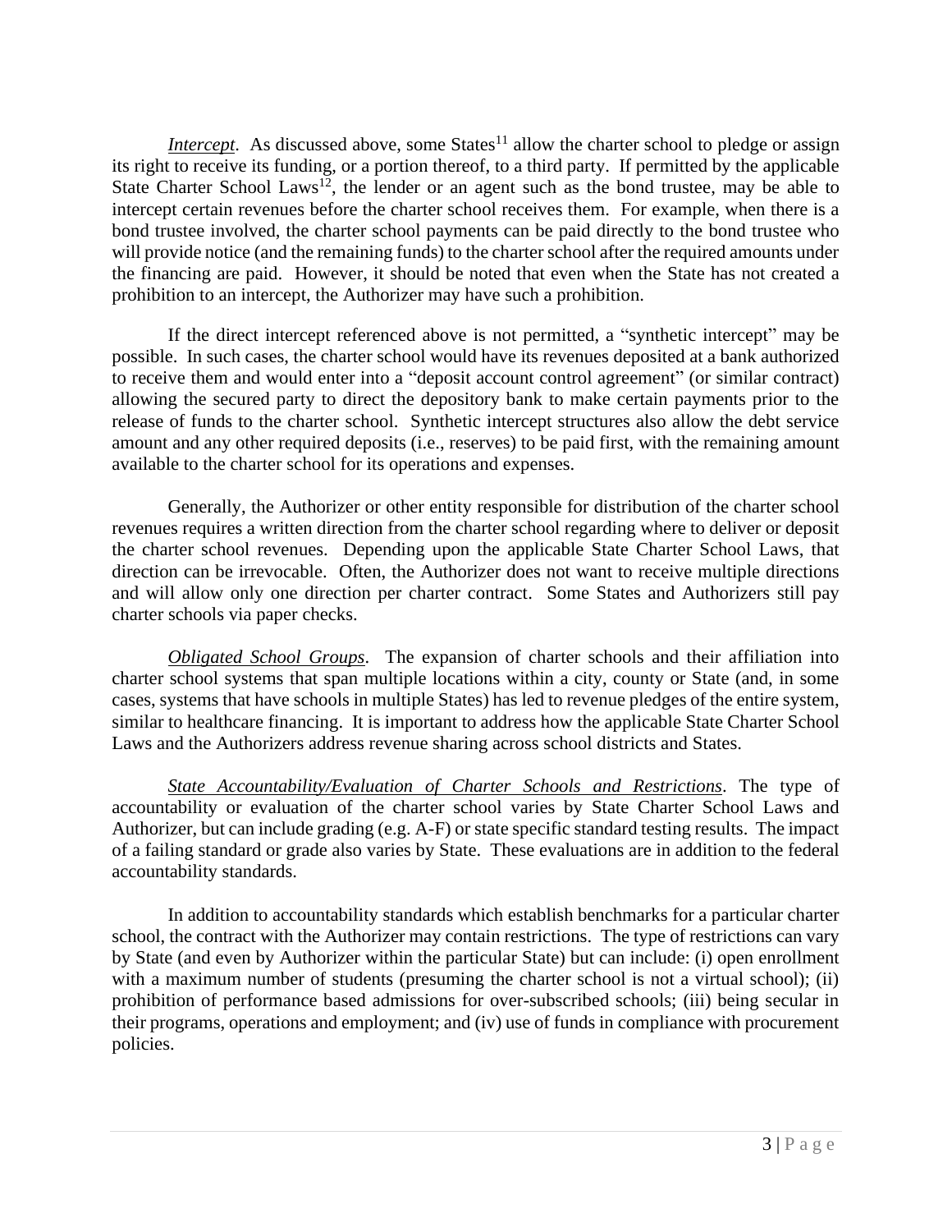*Intercept*. As discussed above, some States[11] allow the charter school to pledge or assign its right to receive its funding, or a portion thereof, to a third party. If permitted by the applicable State Charter School Laws[12], the lender or an agent such as the bond trustee, may be able to intercept certain revenues before the charter school receives them. For example, when there is a bond trustee involved, the charter school payments can be paid directly to the bond trustee who will provide notice (and the remaining funds) to the charter school after the required amounts under the financing are paid. However, it should be noted that even when the State has not created a prohibition to an intercept, the Authorizer may have such a prohibition.

If the direct intercept referenced above is not permitted, a "synthetic intercept" may be possible. In such cases, the charter school would have its revenues deposited at a bank authorized to receive them and would enter into a "deposit account control agreement" (or similar contract) allowing the secured party to direct the depository bank to make certain payments prior to the release of funds to the charter school. Synthetic intercept structures also allow the debt service amount and any other required deposits (i.e., reserves) to be paid first, with the remaining amount available to the charter school for its operations and expenses.

Generally, the Authorizer or other entity responsible for distribution of the charter school revenues requires a written direction from the charter school regarding where to deliver or deposit the charter school revenues. Depending upon the applicable State Charter School Laws, that direction can be irrevocable. Often, the Authorizer does not want to receive multiple directions and will allow only one direction per charter contract. Some States and Authorizers still pay charter schools via paper checks.

*Obligated School Groups*. The expansion of charter schools and their affiliation into charter school systems that span multiple locations within a city, county or State (and, in some cases, systems that have schools in multiple States) has led to revenue pledges of the entire system, similar to healthcare financing. It is important to address how the applicable State Charter School Laws and the Authorizers address revenue sharing across school districts and States.

*State Accountability/Evaluation of Charter Schools and Restrictions*. The type of accountability or evaluation of the charter school varies by State Charter School Laws and Authorizer, but can include grading (e.g. A-F) or state specific standard testing results. The impact of a failing standard or grade also varies by State. These evaluations are in addition to the federal accountability standards.

In addition to accountability standards which establish benchmarks for a particular charter school, the contract with the Authorizer may contain restrictions. The type of restrictions can vary by State (and even by Authorizer within the particular State) but can include: (i) open enrollment with a maximum number of students (presuming the charter school is not a virtual school); (ii) prohibition of performance based admissions for over-subscribed schools; (iii) being secular in their programs, operations and employment; and (iv) use of funds in compliance with procurement policies.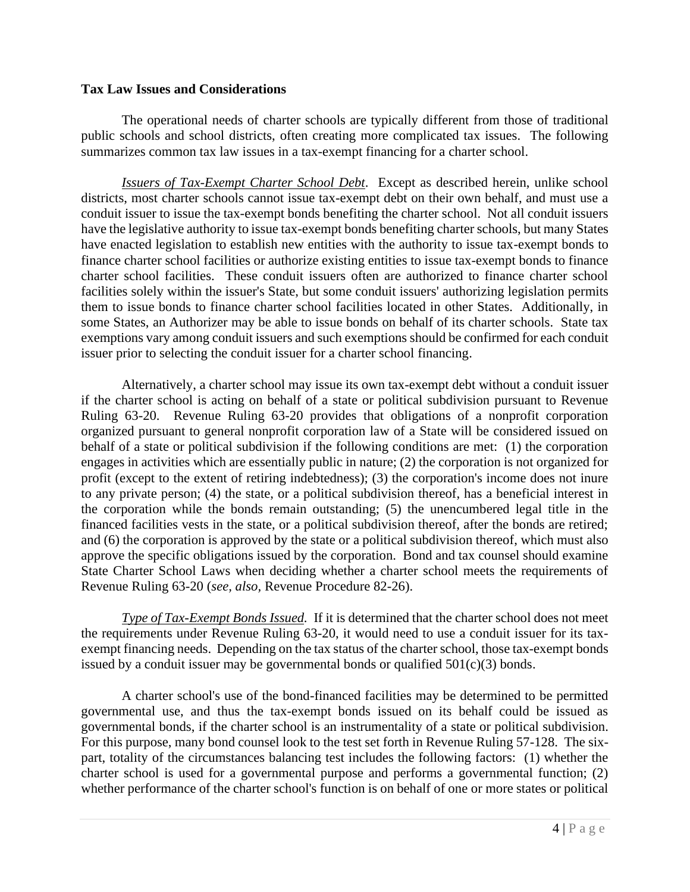**Tax Law Issues and Considerations**

The operational needs of charter schools are typically different from those of traditional public schools and school districts, often creating more complicated tax issues. The following summarizes common tax law issues in a tax-exempt financing for a charter school.

*Issuers of Tax-Exempt Charter School Debt*. Except as described herein, unlike school districts, most charter schools cannot issue tax-exempt debt on their own behalf, and must use a conduit issuer to issue the tax-exempt bonds benefiting the charter school. Not all conduit issuers have the legislative authority to issue tax-exempt bonds benefiting charter schools, but many States have enacted legislation to establish new entities with the authority to issue tax-exempt bonds to finance charter school facilities or authorize existing entities to issue tax-exempt bonds to finance charter school facilities. These conduit issuers often are authorized to finance charter school facilities solely within the issuer's State, but some conduit issuers' authorizing legislation permits them to issue bonds to finance charter school facilities located in other States. Additionally, in some States, an Authorizer may be able to issue bonds on behalf of its charter schools. State tax exemptions vary among conduit issuers and such exemptions should be confirmed for each conduit issuer prior to selecting the conduit issuer for a charter school financing.

Alternatively, a charter school may issue its own tax-exempt debt without a conduit issuer if the charter school is acting on behalf of a state or political subdivision pursuant to Revenue Ruling 63-20. Revenue Ruling 63-20 provides that obligations of a nonprofit corporation organized pursuant to general nonprofit corporation law of a State will be considered issued on behalf of a state or political subdivision if the following conditions are met: (1) the corporation engages in activities which are essentially public in nature; (2) the corporation is not organized for profit (except to the extent of retiring indebtedness); (3) the corporation's income does not inure to any private person; (4) the state, or a political subdivision thereof, has a beneficial interest in the corporation while the bonds remain outstanding; (5) the unencumbered legal title in the financed facilities vests in the state, or a political subdivision thereof, after the bonds are retired; and (6) the corporation is approved by the state or a political subdivision thereof, which must also approve the specific obligations issued by the corporation. Bond and tax counsel should examine State Charter School Laws when deciding whether a charter school meets the requirements of Revenue Ruling 63-20 (*see, also,* Revenue Procedure 82-26).

*Type of Tax-Exempt Bonds Issued.* If it is determined that the charter school does not meet the requirements under Revenue Ruling 63-20, it would need to use a conduit issuer for its tax-exempt financing needs. Depending on the tax status of the charter school, those tax-exempt bonds issued by a conduit issuer may be governmental bonds or qualified 501(c)(3) bonds.

A charter school's use of the bond-financed facilities may be determined to be permitted governmental use, and thus the tax-exempt bonds issued on its behalf could be issued as governmental bonds, if the charter school is an instrumentality of a state or political subdivision. For this purpose, many bond counsel look to the test set forth in Revenue Ruling 57-128. The six-part, totality of the circumstances balancing test includes the following factors: (1) whether the charter school is used for a governmental purpose and performs a governmental function; (2) whether performance of the charter school's function is on behalf of one or more states or political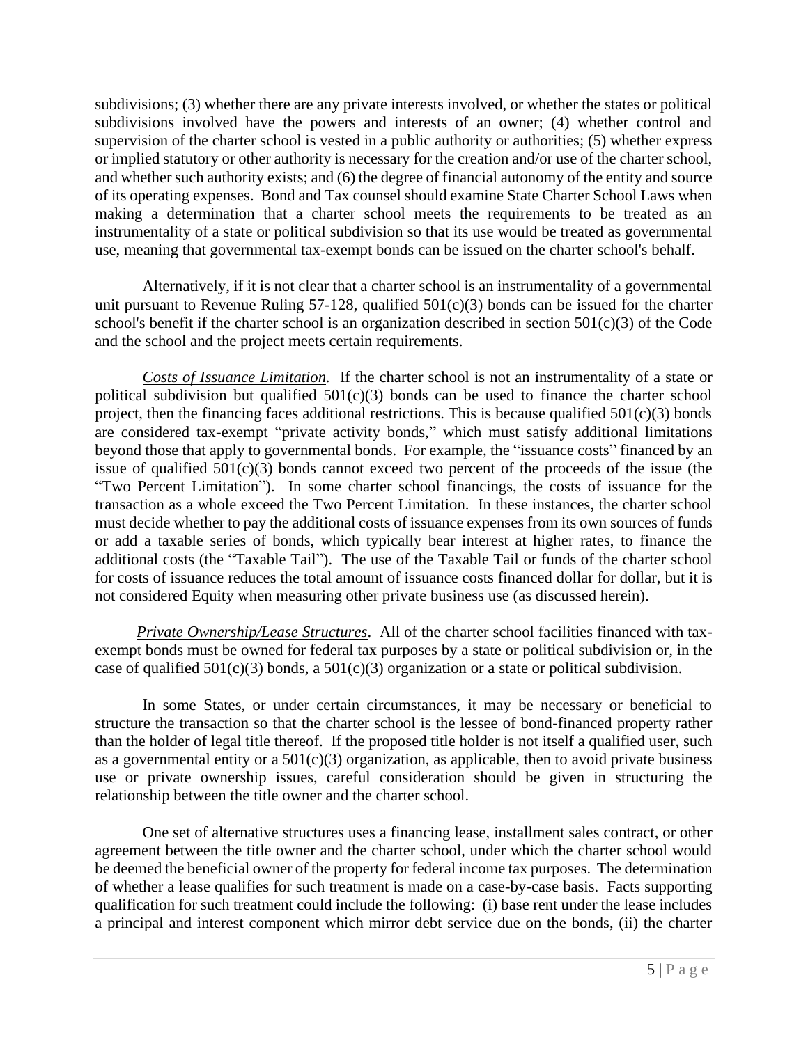subdivisions; (3) whether there are any private interests involved, or whether the states or political subdivisions involved have the powers and interests of an owner; (4) whether control and supervision of the charter school is vested in a public authority or authorities; (5) whether express or implied statutory or other authority is necessary for the creation and/or use of the charter school, and whether such authority exists; and (6) the degree of financial autonomy of the entity and source of its operating expenses. Bond and Tax counsel should examine State Charter School Laws when making a determination that a charter school meets the requirements to be treated as an instrumentality of a state or political subdivision so that its use would be treated as governmental use, meaning that governmental tax-exempt bonds can be issued on the charter school's behalf.

Alternatively, if it is not clear that a charter school is an instrumentality of a governmental unit pursuant to Revenue Ruling 57-128, qualified 501(c)(3) bonds can be issued for the charter school's benefit if the charter school is an organization described in section 501(c)(3) of the Code and the school and the project meets certain requirements.

*Costs of Issuance Limitation.* If the charter school is not an instrumentality of a state or political subdivision but qualified 501(c)(3) bonds can be used to finance the charter school project, then the financing faces additional restrictions. This is because qualified 501(c)(3) bonds are considered tax-exempt "private activity bonds," which must satisfy additional limitations beyond those that apply to governmental bonds. For example, the "issuance costs" financed by an issue of qualified 501(c)(3) bonds cannot exceed two percent of the proceeds of the issue (the "Two Percent Limitation"). In some charter school financings, the costs of issuance for the transaction as a whole exceed the Two Percent Limitation. In these instances, the charter school must decide whether to pay the additional costs of issuance expenses from its own sources of funds or add a taxable series of bonds, which typically bear interest at higher rates, to finance the additional costs (the "Taxable Tail"). The use of the Taxable Tail or funds of the charter school for costs of issuance reduces the total amount of issuance costs financed dollar for dollar, but it is not considered Equity when measuring other private business use (as discussed herein).

*Private Ownership/Lease Structures*. All of the charter school facilities financed with tax-exempt bonds must be owned for federal tax purposes by a state or political subdivision or, in the case of qualified 501(c)(3) bonds, a 501(c)(3) organization or a state or political subdivision.

In some States, or under certain circumstances, it may be necessary or beneficial to structure the transaction so that the charter school is the lessee of bond-financed property rather than the holder of legal title thereof. If the proposed title holder is not itself a qualified user, such as a governmental entity or a 501(c)(3) organization, as applicable, then to avoid private business use or private ownership issues, careful consideration should be given in structuring the relationship between the title owner and the charter school.

One set of alternative structures uses a financing lease, installment sales contract, or other agreement between the title owner and the charter school, under which the charter school would be deemed the beneficial owner of the property for federal income tax purposes. The determination of whether a lease qualifies for such treatment is made on a case-by-case basis. Facts supporting qualification for such treatment could include the following: (i) base rent under the lease includes a principal and interest component which mirror debt service due on the bonds, (ii) the charter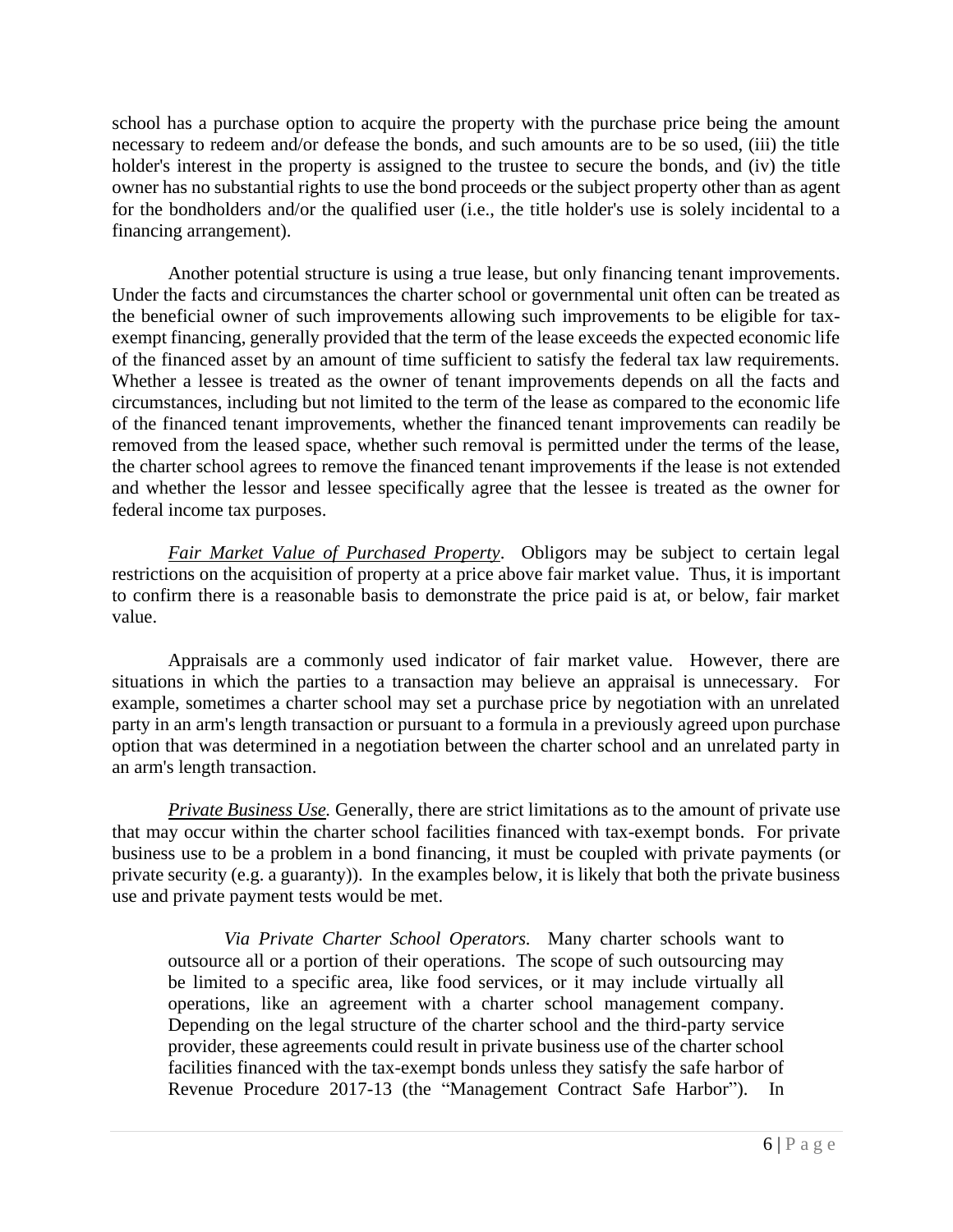school has a purchase option to acquire the property with the purchase price being the amount necessary to redeem and/or defease the bonds, and such amounts are to be so used, (iii) the title holder's interest in the property is assigned to the trustee to secure the bonds, and (iv) the title owner has no substantial rights to use the bond proceeds or the subject property other than as agent for the bondholders and/or the qualified user (i.e., the title holder's use is solely incidental to a financing arrangement).

Another potential structure is using a true lease, but only financing tenant improvements. Under the facts and circumstances the charter school or governmental unit often can be treated as the beneficial owner of such improvements allowing such improvements to be eligible for tax-exempt financing, generally provided that the term of the lease exceeds the expected economic life of the financed asset by an amount of time sufficient to satisfy the federal tax law requirements. Whether a lessee is treated as the owner of tenant improvements depends on all the facts and circumstances, including but not limited to the term of the lease as compared to the economic life of the financed tenant improvements, whether the financed tenant improvements can readily be removed from the leased space, whether such removal is permitted under the terms of the lease, the charter school agrees to remove the financed tenant improvements if the lease is not extended and whether the lessor and lessee specifically agree that the lessee is treated as the owner for federal income tax purposes.

***Fair Market Value of Purchased Property***. Obligors may be subject to certain legal restrictions on the acquisition of property at a price above fair market value. Thus, it is important to confirm there is a reasonable basis to demonstrate the price paid is at, or below, fair market value.

Appraisals are a commonly used indicator of fair market value. However, there are situations in which the parties to a transaction may believe an appraisal is unnecessary. For example, sometimes a charter school may set a purchase price by negotiation with an unrelated party in an arm's length transaction or pursuant to a formula in a previously agreed upon purchase option that was determined in a negotiation between the charter school and an unrelated party in an arm's length transaction.

***Private Business Use.*** Generally, there are strict limitations as to the amount of private use that may occur within the charter school facilities financed with tax-exempt bonds. For private business use to be a problem in a bond financing, it must be coupled with private payments (or private security (e.g. a guaranty)). In the examples below, it is likely that both the private business use and private payment tests would be met.

> *Via Private Charter School Operators.* Many charter schools want to outsource all or a portion of their operations. The scope of such outsourcing may be limited to a specific area, like food services, or it may include virtually all operations, like an agreement with a charter school management company. Depending on the legal structure of the charter school and the third-party service provider, these agreements could result in private business use of the charter school facilities financed with the tax-exempt bonds unless they satisfy the safe harbor of Revenue Procedure 2017-13 (the "Management Contract Safe Harbor"). In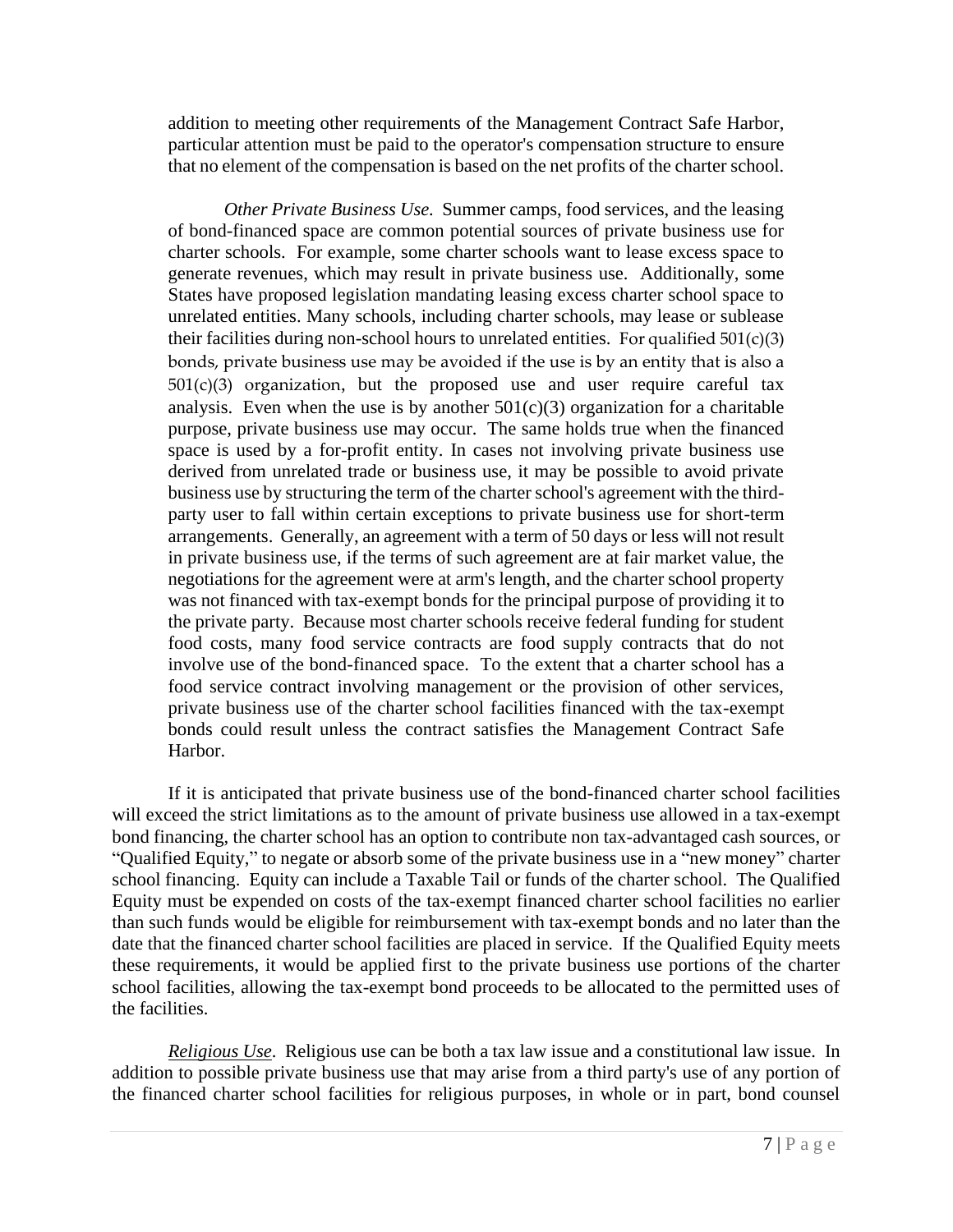addition to meeting other requirements of the Management Contract Safe Harbor, particular attention must be paid to the operator's compensation structure to ensure that no element of the compensation is based on the net profits of the charter school.

*Other Private Business Use.* Summer camps, food services, and the leasing of bond-financed space are common potential sources of private business use for charter schools. For example, some charter schools want to lease excess space to generate revenues, which may result in private business use. Additionally, some States have proposed legislation mandating leasing excess charter school space to unrelated entities. Many schools, including charter schools, may lease or sublease their facilities during non-school hours to unrelated entities. For qualified 501(c)(3) bonds, private business use may be avoided if the use is by an entity that is also a 501(c)(3) organization, but the proposed use and user require careful tax analysis. Even when the use is by another 501(c)(3) organization for a charitable purpose, private business use may occur. The same holds true when the financed space is used by a for-profit entity. In cases not involving private business use derived from unrelated trade or business use, it may be possible to avoid private business use by structuring the term of the charter school's agreement with the third-party user to fall within certain exceptions to private business use for short-term arrangements. Generally, an agreement with a term of 50 days or less will not result in private business use, if the terms of such agreement are at fair market value, the negotiations for the agreement were at arm's length, and the charter school property was not financed with tax-exempt bonds for the principal purpose of providing it to the private party. Because most charter schools receive federal funding for student food costs, many food service contracts are food supply contracts that do not involve use of the bond-financed space. To the extent that a charter school has a food service contract involving management or the provision of other services, private business use of the charter school facilities financed with the tax-exempt bonds could result unless the contract satisfies the Management Contract Safe Harbor.

If it is anticipated that private business use of the bond-financed charter school facilities will exceed the strict limitations as to the amount of private business use allowed in a tax-exempt bond financing, the charter school has an option to contribute non tax-advantaged cash sources, or "Qualified Equity," to negate or absorb some of the private business use in a "new money" charter school financing. Equity can include a Taxable Tail or funds of the charter school. The Qualified Equity must be expended on costs of the tax-exempt financed charter school facilities no earlier than such funds would be eligible for reimbursement with tax-exempt bonds and no later than the date that the financed charter school facilities are placed in service. If the Qualified Equity meets these requirements, it would be applied first to the private business use portions of the charter school facilities, allowing the tax-exempt bond proceeds to be allocated to the permitted uses of the facilities.

*Religious Use*. Religious use can be both a tax law issue and a constitutional law issue. In addition to possible private business use that may arise from a third party's use of any portion of the financed charter school facilities for religious purposes, in whole or in part, bond counsel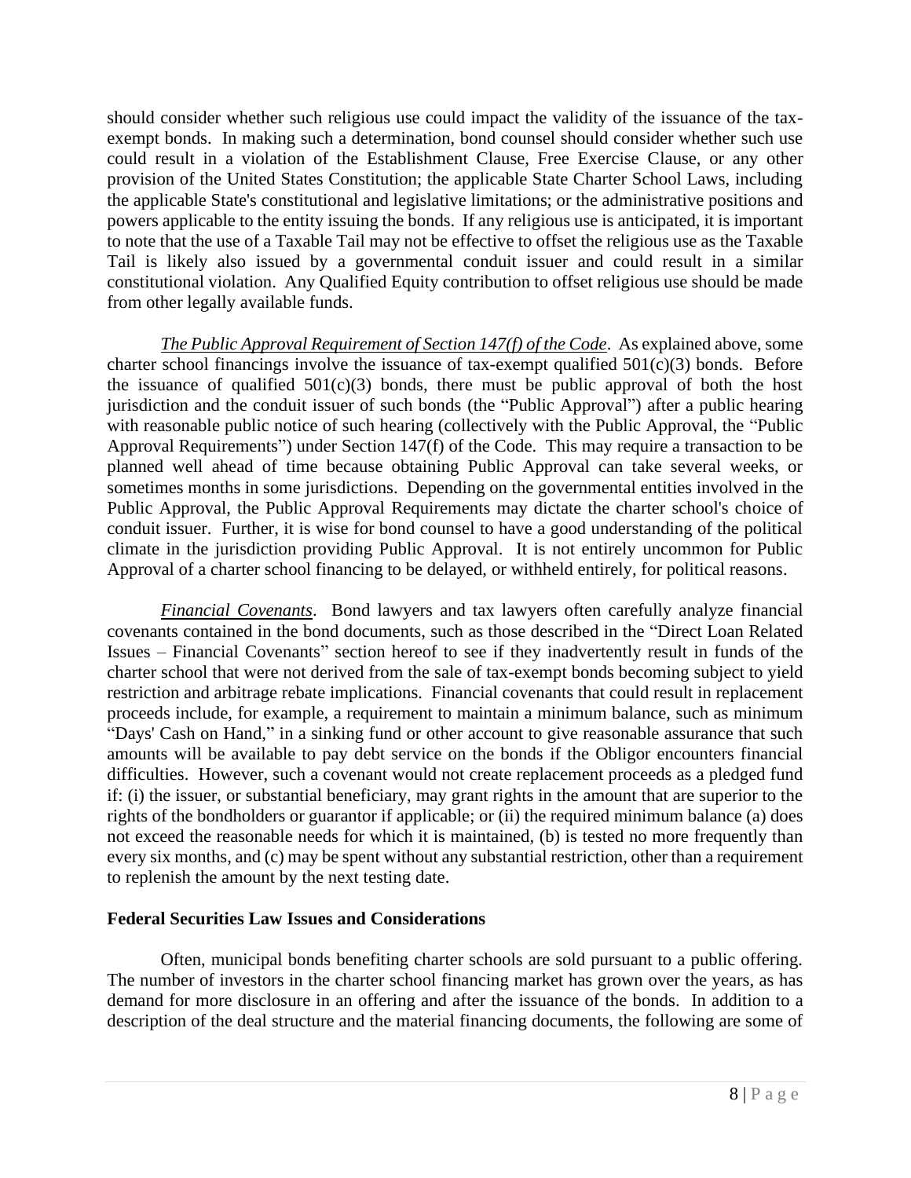should consider whether such religious use could impact the validity of the issuance of the tax-exempt bonds. In making such a determination, bond counsel should consider whether such use could result in a violation of the Establishment Clause, Free Exercise Clause, or any other provision of the United States Constitution; the applicable State Charter School Laws, including the applicable State's constitutional and legislative limitations; or the administrative positions and powers applicable to the entity issuing the bonds. If any religious use is anticipated, it is important to note that the use of a Taxable Tail may not be effective to offset the religious use as the Taxable Tail is likely also issued by a governmental conduit issuer and could result in a similar constitutional violation. Any Qualified Equity contribution to offset religious use should be made from other legally available funds.

*The Public Approval Requirement of Section 147(f) of the Code*. As explained above, some charter school financings involve the issuance of tax-exempt qualified 501(c)(3) bonds. Before the issuance of qualified 501(c)(3) bonds, there must be public approval of both the host jurisdiction and the conduit issuer of such bonds (the "Public Approval") after a public hearing with reasonable public notice of such hearing (collectively with the Public Approval, the "Public Approval Requirements") under Section 147(f) of the Code. This may require a transaction to be planned well ahead of time because obtaining Public Approval can take several weeks, or sometimes months in some jurisdictions. Depending on the governmental entities involved in the Public Approval, the Public Approval Requirements may dictate the charter school's choice of conduit issuer. Further, it is wise for bond counsel to have a good understanding of the political climate in the jurisdiction providing Public Approval. It is not entirely uncommon for Public Approval of a charter school financing to be delayed, or withheld entirely, for political reasons.

*Financial Covenants*. Bond lawyers and tax lawyers often carefully analyze financial covenants contained in the bond documents, such as those described in the "Direct Loan Related Issues – Financial Covenants" section hereof to see if they inadvertently result in funds of the charter school that were not derived from the sale of tax-exempt bonds becoming subject to yield restriction and arbitrage rebate implications. Financial covenants that could result in replacement proceeds include, for example, a requirement to maintain a minimum balance, such as minimum "Days' Cash on Hand," in a sinking fund or other account to give reasonable assurance that such amounts will be available to pay debt service on the bonds if the Obligor encounters financial difficulties. However, such a covenant would not create replacement proceeds as a pledged fund if: (i) the issuer, or substantial beneficiary, may grant rights in the amount that are superior to the rights of the bondholders or guarantor if applicable; or (ii) the required minimum balance (a) does not exceed the reasonable needs for which it is maintained, (b) is tested no more frequently than every six months, and (c) may be spent without any substantial restriction, other than a requirement to replenish the amount by the next testing date.

**Federal Securities Law Issues and Considerations**

Often, municipal bonds benefiting charter schools are sold pursuant to a public offering. The number of investors in the charter school financing market has grown over the years, as has demand for more disclosure in an offering and after the issuance of the bonds. In addition to a description of the deal structure and the material financing documents, the following are some of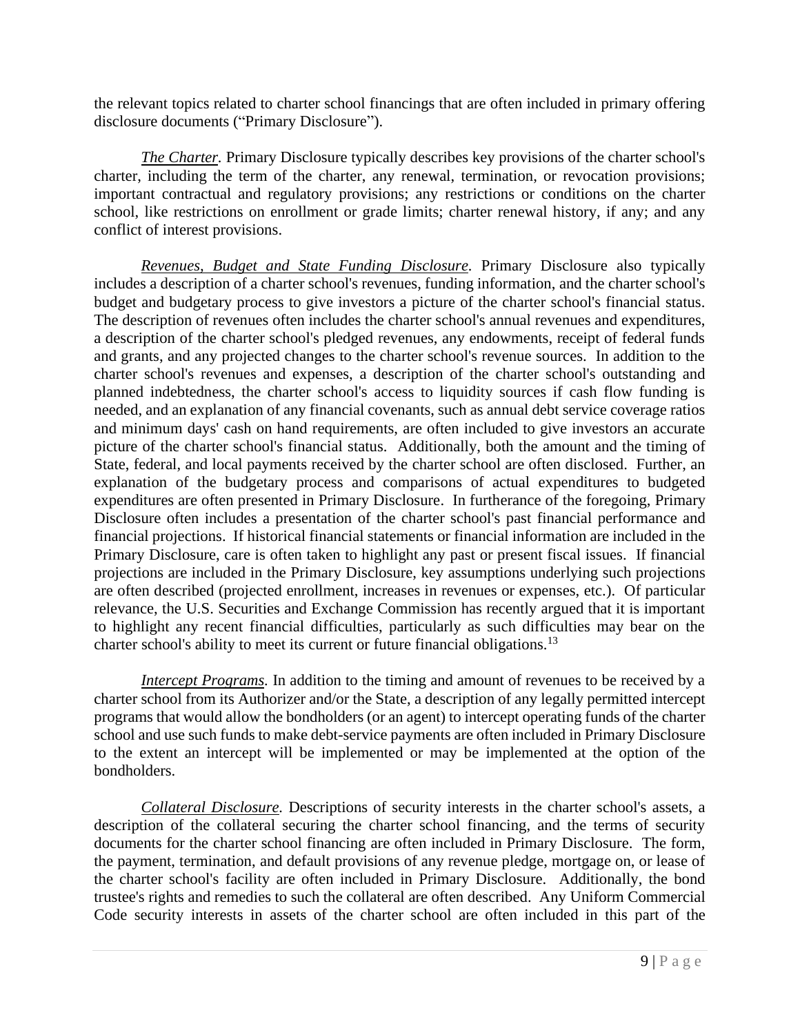the relevant topics related to charter school financings that are often included in primary offering disclosure documents ("Primary Disclosure").

*The Charter.* Primary Disclosure typically describes key provisions of the charter school's charter, including the term of the charter, any renewal, termination, or revocation provisions; important contractual and regulatory provisions; any restrictions or conditions on the charter school, like restrictions on enrollment or grade limits; charter renewal history, if any; and any conflict of interest provisions.

*Revenues, Budget and State Funding Disclosure.* Primary Disclosure also typically includes a description of a charter school's revenues, funding information, and the charter school's budget and budgetary process to give investors a picture of the charter school's financial status. The description of revenues often includes the charter school's annual revenues and expenditures, a description of the charter school's pledged revenues, any endowments, receipt of federal funds and grants, and any projected changes to the charter school's revenue sources. In addition to the charter school's revenues and expenses, a description of the charter school's outstanding and planned indebtedness, the charter school's access to liquidity sources if cash flow funding is needed, and an explanation of any financial covenants, such as annual debt service coverage ratios and minimum days' cash on hand requirements, are often included to give investors an accurate picture of the charter school's financial status. Additionally, both the amount and the timing of State, federal, and local payments received by the charter school are often disclosed. Further, an explanation of the budgetary process and comparisons of actual expenditures to budgeted expenditures are often presented in Primary Disclosure. In furtherance of the foregoing, Primary Disclosure often includes a presentation of the charter school's past financial performance and financial projections. If historical financial statements or financial information are included in the Primary Disclosure, care is often taken to highlight any past or present fiscal issues. If financial projections are included in the Primary Disclosure, key assumptions underlying such projections are often described (projected enrollment, increases in revenues or expenses, etc.). Of particular relevance, the U.S. Securities and Exchange Commission has recently argued that it is important to highlight any recent financial difficulties, particularly as such difficulties may bear on the charter school's ability to meet its current or future financial obligations.[13]

*Intercept Programs.* In addition to the timing and amount of revenues to be received by a charter school from its Authorizer and/or the State, a description of any legally permitted intercept programs that would allow the bondholders (or an agent) to intercept operating funds of the charter school and use such funds to make debt-service payments are often included in Primary Disclosure to the extent an intercept will be implemented or may be implemented at the option of the bondholders.

*Collateral Disclosure.* Descriptions of security interests in the charter school's assets, a description of the collateral securing the charter school financing, and the terms of security documents for the charter school financing are often included in Primary Disclosure. The form, the payment, termination, and default provisions of any revenue pledge, mortgage on, or lease of the charter school's facility are often included in Primary Disclosure. Additionally, the bond trustee's rights and remedies to such the collateral are often described. Any Uniform Commercial Code security interests in assets of the charter school are often included in this part of the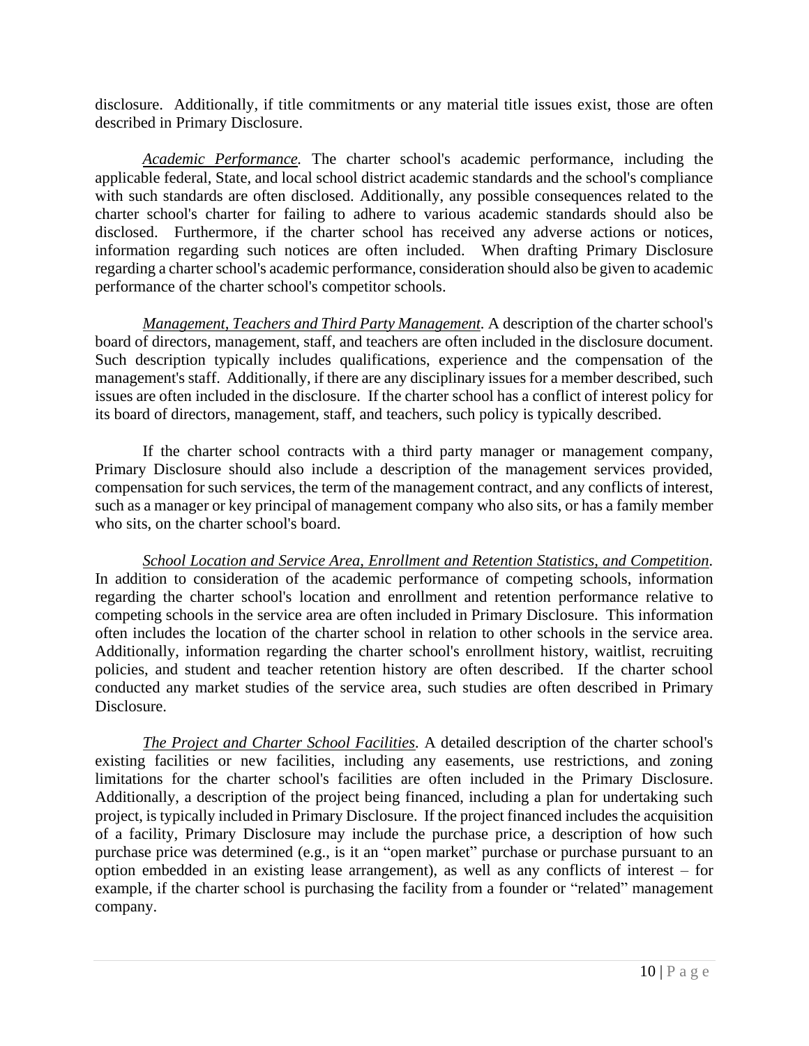disclosure. Additionally, if title commitments or any material title issues exist, those are often described in Primary Disclosure.

*Academic Performance.* The charter school's academic performance, including the applicable federal, State, and local school district academic standards and the school's compliance with such standards are often disclosed. Additionally, any possible consequences related to the charter school's charter for failing to adhere to various academic standards should also be disclosed. Furthermore, if the charter school has received any adverse actions or notices, information regarding such notices are often included. When drafting Primary Disclosure regarding a charter school's academic performance, consideration should also be given to academic performance of the charter school's competitor schools.

*Management, Teachers and Third Party Management.* A description of the charter school's board of directors, management, staff, and teachers are often included in the disclosure document. Such description typically includes qualifications, experience and the compensation of the management's staff. Additionally, if there are any disciplinary issues for a member described, such issues are often included in the disclosure. If the charter school has a conflict of interest policy for its board of directors, management, staff, and teachers, such policy is typically described.

If the charter school contracts with a third party manager or management company, Primary Disclosure should also include a description of the management services provided, compensation for such services, the term of the management contract, and any conflicts of interest, such as a manager or key principal of management company who also sits, or has a family member who sits, on the charter school's board.

*School Location and Service Area, Enrollment and Retention Statistics, and Competition.* In addition to consideration of the academic performance of competing schools, information regarding the charter school's location and enrollment and retention performance relative to competing schools in the service area are often included in Primary Disclosure. This information often includes the location of the charter school in relation to other schools in the service area. Additionally, information regarding the charter school's enrollment history, waitlist, recruiting policies, and student and teacher retention history are often described. If the charter school conducted any market studies of the service area, such studies are often described in Primary Disclosure.

*The Project and Charter School Facilities.* A detailed description of the charter school's existing facilities or new facilities, including any easements, use restrictions, and zoning limitations for the charter school's facilities are often included in the Primary Disclosure. Additionally, a description of the project being financed, including a plan for undertaking such project, is typically included in Primary Disclosure. If the project financed includes the acquisition of a facility, Primary Disclosure may include the purchase price, a description of how such purchase price was determined (e.g., is it an "open market" purchase or purchase pursuant to an option embedded in an existing lease arrangement), as well as any conflicts of interest – for example, if the charter school is purchasing the facility from a founder or "related" management company.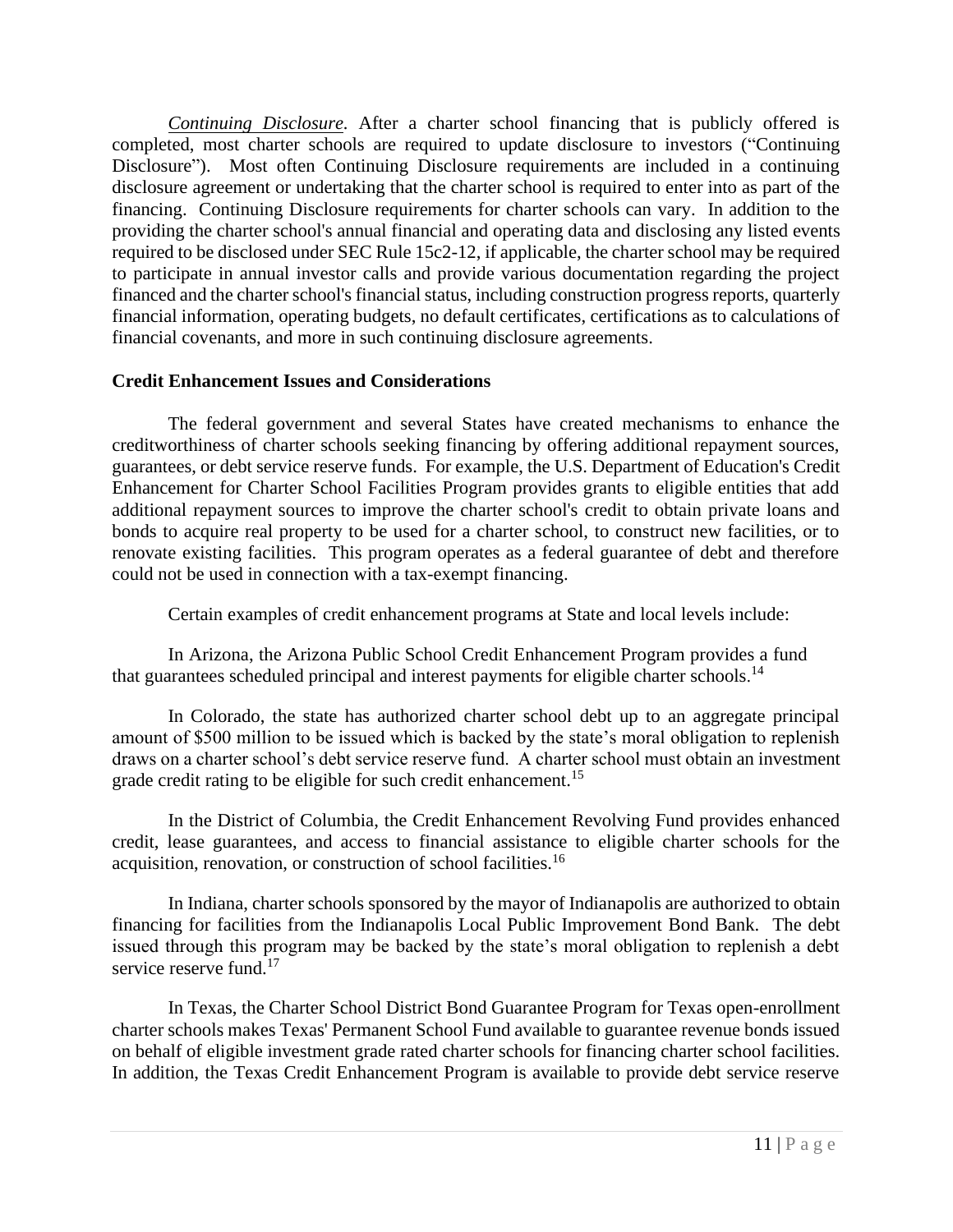*Continuing Disclosure*. After a charter school financing that is publicly offered is completed, most charter schools are required to update disclosure to investors ("Continuing Disclosure"). Most often Continuing Disclosure requirements are included in a continuing disclosure agreement or undertaking that the charter school is required to enter into as part of the financing. Continuing Disclosure requirements for charter schools can vary. In addition to the providing the charter school's annual financial and operating data and disclosing any listed events required to be disclosed under SEC Rule 15c2-12, if applicable, the charter school may be required to participate in annual investor calls and provide various documentation regarding the project financed and the charter school's financial status, including construction progress reports, quarterly financial information, operating budgets, no default certificates, certifications as to calculations of financial covenants, and more in such continuing disclosure agreements.

**Credit Enhancement Issues and Considerations**

The federal government and several States have created mechanisms to enhance the creditworthiness of charter schools seeking financing by offering additional repayment sources, guarantees, or debt service reserve funds. For example, the U.S. Department of Education's Credit Enhancement for Charter School Facilities Program provides grants to eligible entities that add additional repayment sources to improve the charter school's credit to obtain private loans and bonds to acquire real property to be used for a charter school, to construct new facilities, or to renovate existing facilities. This program operates as a federal guarantee of debt and therefore could not be used in connection with a tax-exempt financing.

Certain examples of credit enhancement programs at State and local levels include:

In Arizona, the Arizona Public School Credit Enhancement Program provides a fund that guarantees scheduled principal and interest payments for eligible charter schools.[14]

In Colorado, the state has authorized charter school debt up to an aggregate principal amount of $500 million to be issued which is backed by the state's moral obligation to replenish draws on a charter school's debt service reserve fund. A charter school must obtain an investment grade credit rating to be eligible for such credit enhancement.[15]

In the District of Columbia, the Credit Enhancement Revolving Fund provides enhanced credit, lease guarantees, and access to financial assistance to eligible charter schools for the acquisition, renovation, or construction of school facilities.[16]

In Indiana, charter schools sponsored by the mayor of Indianapolis are authorized to obtain financing for facilities from the Indianapolis Local Public Improvement Bond Bank. The debt issued through this program may be backed by the state's moral obligation to replenish a debt service reserve fund.[17]

In Texas, the Charter School District Bond Guarantee Program for Texas open-enrollment charter schools makes Texas' Permanent School Fund available to guarantee revenue bonds issued on behalf of eligible investment grade rated charter schools for financing charter school facilities. In addition, the Texas Credit Enhancement Program is available to provide debt service reserve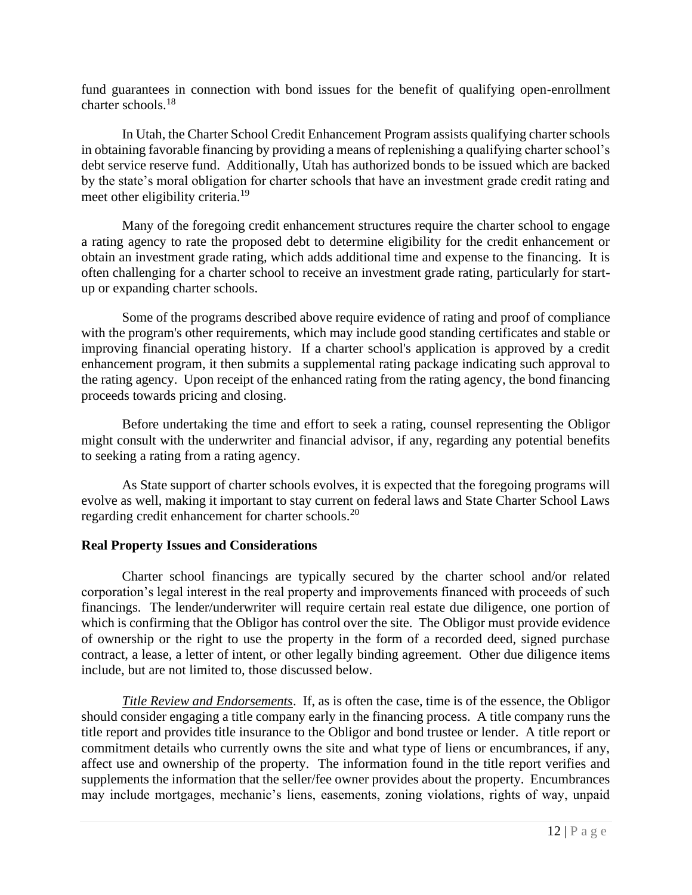fund guarantees in connection with bond issues for the benefit of qualifying open-enrollment charter schools.[18]

In Utah, the Charter School Credit Enhancement Program assists qualifying charter schools in obtaining favorable financing by providing a means of replenishing a qualifying charter school's debt service reserve fund. Additionally, Utah has authorized bonds to be issued which are backed by the state's moral obligation for charter schools that have an investment grade credit rating and meet other eligibility criteria.[19]

Many of the foregoing credit enhancement structures require the charter school to engage a rating agency to rate the proposed debt to determine eligibility for the credit enhancement or obtain an investment grade rating, which adds additional time and expense to the financing. It is often challenging for a charter school to receive an investment grade rating, particularly for start-up or expanding charter schools.

Some of the programs described above require evidence of rating and proof of compliance with the program's other requirements, which may include good standing certificates and stable or improving financial operating history. If a charter school's application is approved by a credit enhancement program, it then submits a supplemental rating package indicating such approval to the rating agency. Upon receipt of the enhanced rating from the rating agency, the bond financing proceeds towards pricing and closing.

Before undertaking the time and effort to seek a rating, counsel representing the Obligor might consult with the underwriter and financial advisor, if any, regarding any potential benefits to seeking a rating from a rating agency.

As State support of charter schools evolves, it is expected that the foregoing programs will evolve as well, making it important to stay current on federal laws and State Charter School Laws regarding credit enhancement for charter schools.[20]

**Real Property Issues and Considerations**

Charter school financings are typically secured by the charter school and/or related corporation's legal interest in the real property and improvements financed with proceeds of such financings. The lender/underwriter will require certain real estate due diligence, one portion of which is confirming that the Obligor has control over the site. The Obligor must provide evidence of ownership or the right to use the property in the form of a recorded deed, signed purchase contract, a lease, a letter of intent, or other legally binding agreement. Other due diligence items include, but are not limited to, those discussed below.

*Title Review and Endorsements*. If, as is often the case, time is of the essence, the Obligor should consider engaging a title company early in the financing process. A title company runs the title report and provides title insurance to the Obligor and bond trustee or lender. A title report or commitment details who currently owns the site and what type of liens or encumbrances, if any, affect use and ownership of the property. The information found in the title report verifies and supplements the information that the seller/fee owner provides about the property. Encumbrances may include mortgages, mechanic's liens, easements, zoning violations, rights of way, unpaid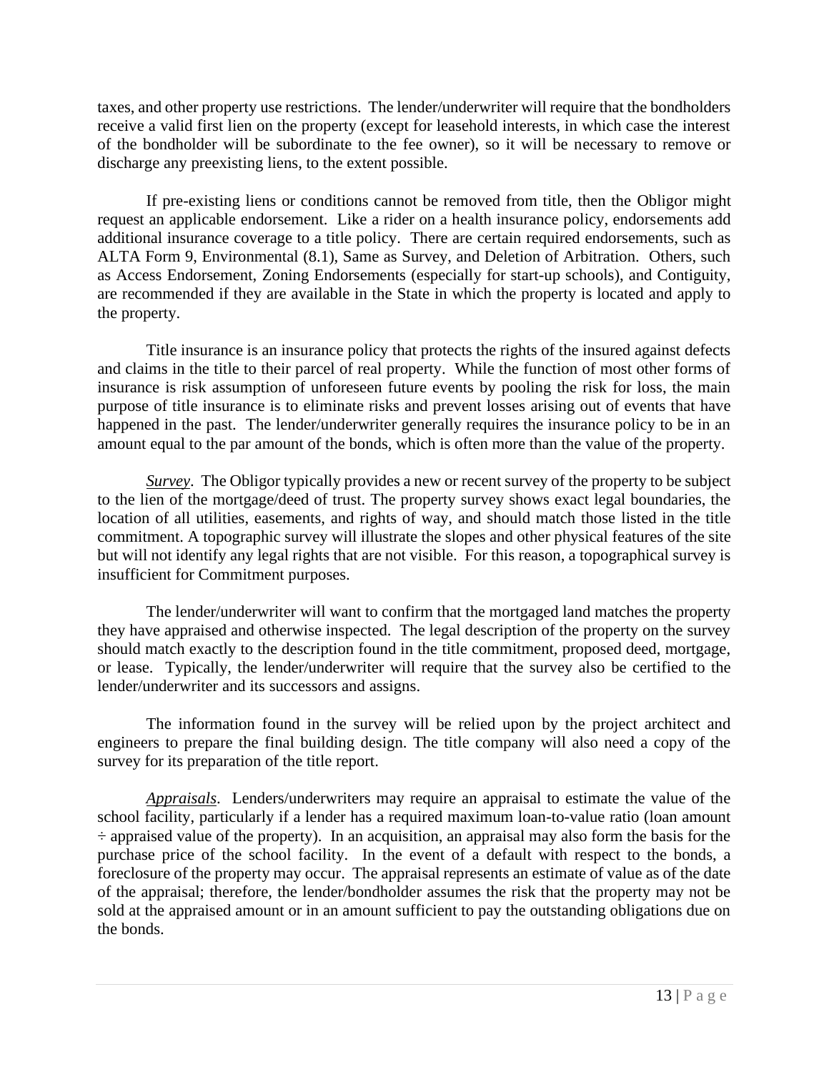taxes, and other property use restrictions. The lender/underwriter will require that the bondholders receive a valid first lien on the property (except for leasehold interests, in which case the interest of the bondholder will be subordinate to the fee owner), so it will be necessary to remove or discharge any preexisting liens, to the extent possible.

If pre-existing liens or conditions cannot be removed from title, then the Obligor might request an applicable endorsement. Like a rider on a health insurance policy, endorsements add additional insurance coverage to a title policy. There are certain required endorsements, such as ALTA Form 9, Environmental (8.1), Same as Survey, and Deletion of Arbitration. Others, such as Access Endorsement, Zoning Endorsements (especially for start-up schools), and Contiguity, are recommended if they are available in the State in which the property is located and apply to the property.

Title insurance is an insurance policy that protects the rights of the insured against defects and claims in the title to their parcel of real property. While the function of most other forms of insurance is risk assumption of unforeseen future events by pooling the risk for loss, the main purpose of title insurance is to eliminate risks and prevent losses arising out of events that have happened in the past. The lender/underwriter generally requires the insurance policy to be in an amount equal to the par amount of the bonds, which is often more than the value of the property.

***Survey***. The Obligor typically provides a new or recent survey of the property to be subject to the lien of the mortgage/deed of trust. The property survey shows exact legal boundaries, the location of all utilities, easements, and rights of way, and should match those listed in the title commitment. A topographic survey will illustrate the slopes and other physical features of the site but will not identify any legal rights that are not visible. For this reason, a topographical survey is insufficient for Commitment purposes.

The lender/underwriter will want to confirm that the mortgaged land matches the property they have appraised and otherwise inspected. The legal description of the property on the survey should match exactly to the description found in the title commitment, proposed deed, mortgage, or lease. Typically, the lender/underwriter will require that the survey also be certified to the lender/underwriter and its successors and assigns.

The information found in the survey will be relied upon by the project architect and engineers to prepare the final building design. The title company will also need a copy of the survey for its preparation of the title report.

***Appraisals***. Lenders/underwriters may require an appraisal to estimate the value of the school facility, particularly if a lender has a required maximum loan-to-value ratio (loan amount ÷ appraised value of the property). In an acquisition, an appraisal may also form the basis for the purchase price of the school facility. In the event of a default with respect to the bonds, a foreclosure of the property may occur. The appraisal represents an estimate of value as of the date of the appraisal; therefore, the lender/bondholder assumes the risk that the property may not be sold at the appraised amount or in an amount sufficient to pay the outstanding obligations due on the bonds.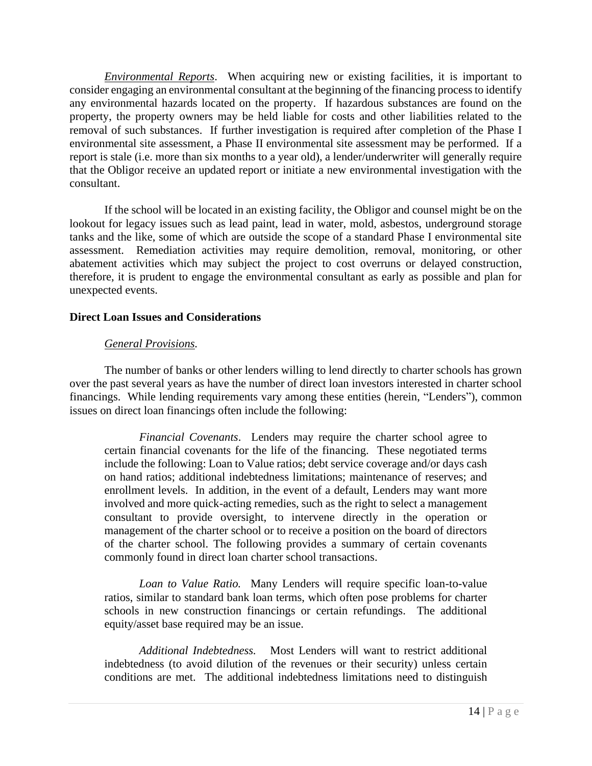*Environmental Reports*. When acquiring new or existing facilities, it is important to consider engaging an environmental consultant at the beginning of the financing process to identify any environmental hazards located on the property. If hazardous substances are found on the property, the property owners may be held liable for costs and other liabilities related to the removal of such substances. If further investigation is required after completion of the Phase I environmental site assessment, a Phase II environmental site assessment may be performed. If a report is stale (i.e. more than six months to a year old), a lender/underwriter will generally require that the Obligor receive an updated report or initiate a new environmental investigation with the consultant.

If the school will be located in an existing facility, the Obligor and counsel might be on the lookout for legacy issues such as lead paint, lead in water, mold, asbestos, underground storage tanks and the like, some of which are outside the scope of a standard Phase I environmental site assessment. Remediation activities may require demolition, removal, monitoring, or other abatement activities which may subject the project to cost overruns or delayed construction, therefore, it is prudent to engage the environmental consultant as early as possible and plan for unexpected events.

**Direct Loan Issues and Considerations**

*General Provisions.*

The number of banks or other lenders willing to lend directly to charter schools has grown over the past several years as have the number of direct loan investors interested in charter school financings. While lending requirements vary among these entities (herein, "Lenders"), common issues on direct loan financings often include the following:

> *Financial Covenants*. Lenders may require the charter school agree to certain financial covenants for the life of the financing. These negotiated terms include the following: Loan to Value ratios; debt service coverage and/or days cash on hand ratios; additional indebtedness limitations; maintenance of reserves; and enrollment levels. In addition, in the event of a default, Lenders may want more involved and more quick-acting remedies, such as the right to select a management consultant to provide oversight, to intervene directly in the operation or management of the charter school or to receive a position on the board of directors of the charter school. The following provides a summary of certain covenants commonly found in direct loan charter school transactions.
>
> *Loan to Value Ratio.* Many Lenders will require specific loan-to-value ratios, similar to standard bank loan terms, which often pose problems for charter schools in new construction financings or certain refundings. The additional equity/asset base required may be an issue.
>
> *Additional Indebtedness.* Most Lenders will want to restrict additional indebtedness (to avoid dilution of the revenues or their security) unless certain conditions are met. The additional indebtedness limitations need to distinguish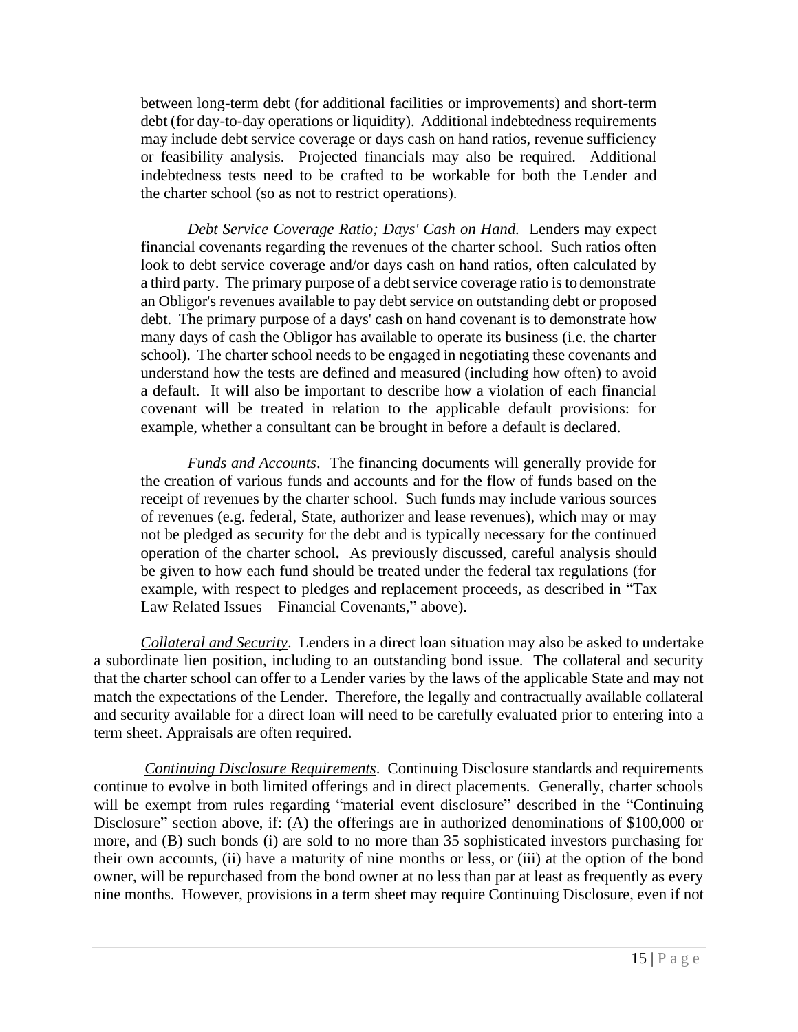between long-term debt (for additional facilities or improvements) and short-term debt (for day-to-day operations or liquidity). Additional indebtedness requirements may include debt service coverage or days cash on hand ratios, revenue sufficiency or feasibility analysis. Projected financials may also be required. Additional indebtedness tests need to be crafted to be workable for both the Lender and the charter school (so as not to restrict operations).

*Debt Service Coverage Ratio; Days' Cash on Hand.* Lenders may expect financial covenants regarding the revenues of the charter school. Such ratios often look to debt service coverage and/or days cash on hand ratios, often calculated by a third party. The primary purpose of a debt service coverage ratio is to demonstrate an Obligor's revenues available to pay debt service on outstanding debt or proposed debt. The primary purpose of a days' cash on hand covenant is to demonstrate how many days of cash the Obligor has available to operate its business (i.e. the charter school). The charter school needs to be engaged in negotiating these covenants and understand how the tests are defined and measured (including how often) to avoid a default. It will also be important to describe how a violation of each financial covenant will be treated in relation to the applicable default provisions: for example, whether a consultant can be brought in before a default is declared.

*Funds and Accounts*. The financing documents will generally provide for the creation of various funds and accounts and for the flow of funds based on the receipt of revenues by the charter school. Such funds may include various sources of revenues (e.g. federal, State, authorizer and lease revenues), which may or may not be pledged as security for the debt and is typically necessary for the continued operation of the charter school**.** As previously discussed, careful analysis should be given to how each fund should be treated under the federal tax regulations (for example, with respect to pledges and replacement proceeds, as described in "Tax Law Related Issues – Financial Covenants," above).

*Collateral and Security*. Lenders in a direct loan situation may also be asked to undertake a subordinate lien position, including to an outstanding bond issue. The collateral and security that the charter school can offer to a Lender varies by the laws of the applicable State and may not match the expectations of the Lender. Therefore, the legally and contractually available collateral and security available for a direct loan will need to be carefully evaluated prior to entering into a term sheet. Appraisals are often required.

*Continuing Disclosure Requirements*. Continuing Disclosure standards and requirements continue to evolve in both limited offerings and in direct placements. Generally, charter schools will be exempt from rules regarding "material event disclosure" described in the "Continuing Disclosure" section above, if: (A) the offerings are in authorized denominations of $100,000 or more, and (B) such bonds (i) are sold to no more than 35 sophisticated investors purchasing for their own accounts, (ii) have a maturity of nine months or less, or (iii) at the option of the bond owner, will be repurchased from the bond owner at no less than par at least as frequently as every nine months. However, provisions in a term sheet may require Continuing Disclosure, even if not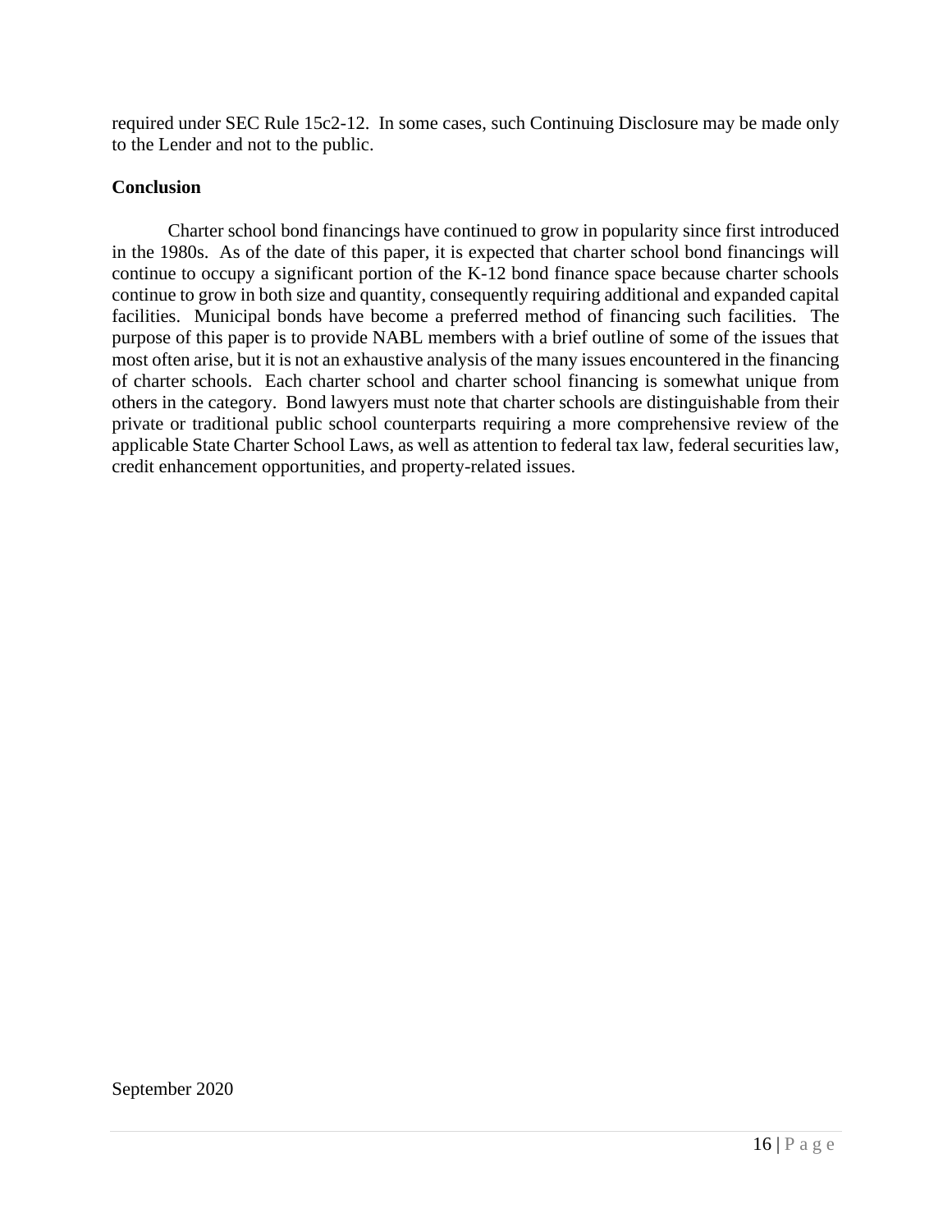required under SEC Rule 15c2-12. In some cases, such Continuing Disclosure may be made only to the Lender and not to the public.

**Conclusion**

Charter school bond financings have continued to grow in popularity since first introduced in the 1980s. As of the date of this paper, it is expected that charter school bond financings will continue to occupy a significant portion of the K-12 bond finance space because charter schools continue to grow in both size and quantity, consequently requiring additional and expanded capital facilities. Municipal bonds have become a preferred method of financing such facilities. The purpose of this paper is to provide NABL members with a brief outline of some of the issues that most often arise, but it is not an exhaustive analysis of the many issues encountered in the financing of charter schools. Each charter school and charter school financing is somewhat unique from others in the category. Bond lawyers must note that charter schools are distinguishable from their private or traditional public school counterparts requiring a more comprehensive review of the applicable State Charter School Laws, as well as attention to federal tax law, federal securities law, credit enhancement opportunities, and property-related issues.

September 2020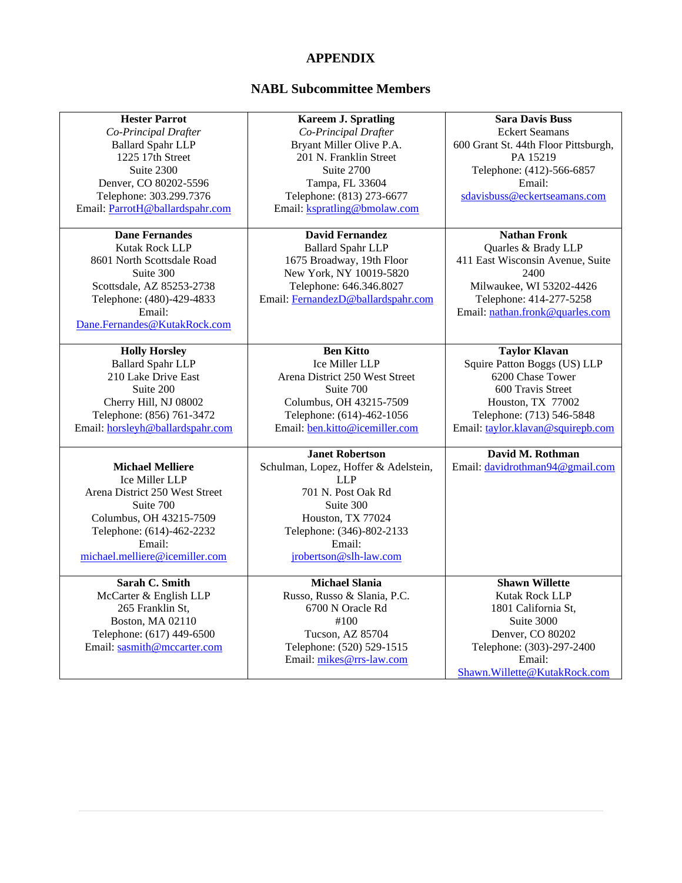# APPENDIX

## NABL Subcommittee Members

| | | |
|---|---|---|
| **Hester Parrot**<br>*Co-Principal Drafter*<br>Ballard Spahr LLP<br>1225 17th Street<br>Suite 2300<br>Denver, CO 80202-5596<br>Telephone: 303.299.7376<br>Email: ParrotH@ballardspahr.com | **Kareem J. Spratling**<br>*Co-Principal Drafter*<br>Bryant Miller Olive P.A.<br>201 N. Franklin Street<br>Suite 2700<br>Tampa, FL 33604<br>Telephone: (813) 273-6677<br>Email: kspratling@bmolaw.com | **Sara Davis Buss**<br>Eckert Seamans<br>600 Grant St. 44th Floor Pittsburgh, PA 15219<br>Telephone: (412)-566-6857<br>Email:<br>sdavisbuss@eckertseamans.com |
| **Dane Fernandes**<br>Kutak Rock LLP<br>8601 North Scottsdale Road<br>Suite 300<br>Scottsdale, AZ 85253-2738<br>Telephone: (480)-429-4833<br>Email:<br>Dane.Fernandes@KutakRock.com | **David Fernandez**<br>Ballard Spahr LLP<br>1675 Broadway, 19th Floor<br>New York, NY 10019-5820<br>Telephone: 646.346.8027<br>Email: FernandezD@ballardspahr.com | **Nathan Fronk**<br>Quarles & Brady LLP<br>411 East Wisconsin Avenue, Suite 2400<br>Milwaukee, WI 53202-4426<br>Telephone: 414-277-5258<br>Email: nathan.fronk@quarles.com |
| **Holly Horsley**<br>Ballard Spahr LLP<br>210 Lake Drive East<br>Suite 200<br>Cherry Hill, NJ 08002<br>Telephone: (856) 761-3472<br>Email: horsleyh@ballardspahr.com | **Ben Kitto**<br>Ice Miller LLP<br>Arena District 250 West Street<br>Suite 700<br>Columbus, OH 43215-7509<br>Telephone: (614)-462-1056<br>Email: ben.kitto@icemiller.com | **Taylor Klavan**<br>Squire Patton Boggs (US) LLP<br>6200 Chase Tower<br>600 Travis Street<br>Houston, TX 77002<br>Telephone: (713) 546-5848<br>Email: taylor.klavan@squirepb.com |
| **Michael Melliere**<br>Ice Miller LLP<br>Arena District 250 West Street<br>Suite 700<br>Columbus, OH 43215-7509<br>Telephone: (614)-462-2232<br>Email:<br>michael.melliere@icemiller.com | **Janet Robertson**<br>Schulman, Lopez, Hoffer & Adelstein, LLP<br>701 N. Post Oak Rd<br>Suite 300<br>Houston, TX 77024<br>Telephone: (346)-802-2133<br>Email:<br>jrobertson@slh-law.com | **David M. Rothman**<br>Email: davidrothman94@gmail.com |
| **Sarah C. Smith**<br>McCarter & English LLP<br>265 Franklin St,<br>Boston, MA 02110<br>Telephone: (617) 449-6500<br>Email: sasmith@mccarter.com | **Michael Slania**<br>Russo, Russo & Slania, P.C.<br>6700 N Oracle Rd<br>#100<br>Tucson, AZ 85704<br>Telephone: (520) 529-1515<br>Email: mikes@rrs-law.com | **Shawn Willette**<br>Kutak Rock LLP<br>1801 California St,<br>Suite 3000<br>Denver, CO 80202<br>Telephone: (303)-297-2400<br>Email:<br>Shawn.Willette@KutakRock.com |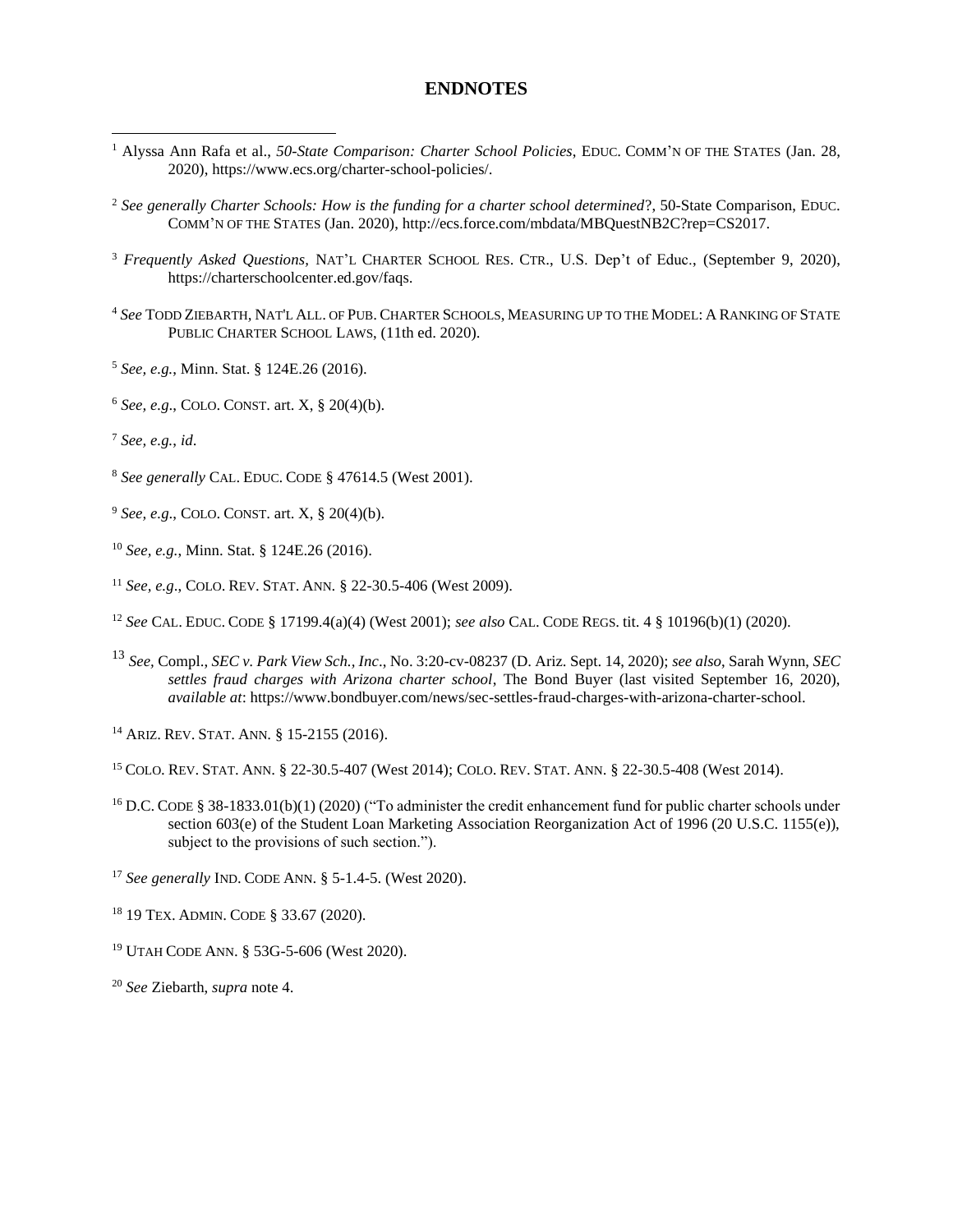# ENDNOTES

[1] Alyssa Ann Rafa et al., *50-State Comparison: Charter School Policies*, EDUC. COMM'N OF THE STATES (Jan. 28, 2020), https://www.ecs.org/charter-school-policies/.

[2] *See generally Charter Schools: How is the funding for a charter school determined*?, 50-State Comparison, EDUC. COMM'N OF THE STATES (Jan. 2020), http://ecs.force.com/mbdata/MBQuestNB2C?rep=CS2017.

[3] *Frequently Asked Questions*, NAT'L CHARTER SCHOOL RES. CTR., U.S. Dep't of Educ., (September 9, 2020), https://charterschoolcenter.ed.gov/faqs.

[4] *See* TODD ZIEBARTH, NAT'L ALL. OF PUB. CHARTER SCHOOLS, MEASURING UP TO THE MODEL: A RANKING OF STATE PUBLIC CHARTER SCHOOL LAWS, (11th ed. 2020).

[5] *See, e.g.*, Minn. Stat. § 124E.26 (2016).

[6] *See, e.g*., COLO. CONST. art. X, § 20(4)(b).

[7] *See, e.g.*, *id*.

[8] *See generally* CAL. EDUC. CODE § 47614.5 (West 2001).

[9] *See, e.g*., COLO. CONST. art. X, § 20(4)(b).

[10] *See, e.g.*, Minn. Stat. § 124E.26 (2016).

[11] *See, e.g*., COLO. REV. STAT. ANN. § 22-30.5-406 (West 2009).

[12] *See* CAL. EDUC. CODE § 17199.4(a)(4) (West 2001); *see also* CAL. CODE REGS. tit. 4 § 10196(b)(1) (2020).

[13] *See*, Compl., *SEC v. Park View Sch., Inc*., No. 3:20-cv-08237 (D. Ariz. Sept. 14, 2020); *see also*, Sarah Wynn, *SEC settles fraud charges with Arizona charter school*, The Bond Buyer (last visited September 16, 2020), *available at*: https://www.bondbuyer.com/news/sec-settles-fraud-charges-with-arizona-charter-school.

[14] ARIZ. REV. STAT. ANN. § 15-2155 (2016).

[15] COLO. REV. STAT. ANN. § 22-30.5-407 (West 2014); COLO. REV. STAT. ANN. § 22-30.5-408 (West 2014).

[16] D.C. CODE § 38-1833.01(b)(1) (2020) ("To administer the credit enhancement fund for public charter schools under section 603(e) of the Student Loan Marketing Association Reorganization Act of 1996 (20 U.S.C. 1155(e)), subject to the provisions of such section.").

[17] *See generally* IND. CODE ANN. § 5-1.4-5. (West 2020).

[18] 19 TEX. ADMIN. CODE § 33.67 (2020).

[19] UTAH CODE ANN. § 53G-5-606 (West 2020).

[20] *See* Ziebarth, *supra* note 4.